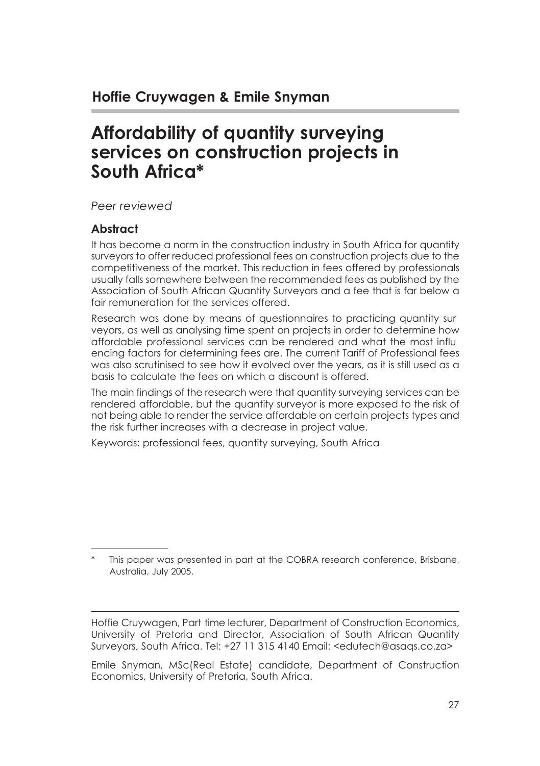**Hoffie Cruywagen & Emile Snyman**

# Affordability of quantity surveying services on construction projects in South Africa*

*Peer reviewed*

## Abstract

It has become a norm in the construction industry in South Africa for quantity surveyors to offer reduced professional fees on construction projects due to the competitiveness of the market. This reduction in fees offered by professionals usually falls somewhere between the recommended fees as published by the Association of South African Quantity Surveyors and a fee that is far below a fair remuneration for the services offered.

Research was done by means of questionnaires to practicing quantity surveyors, as well as analysing time spent on projects in order to determine how affordable professional services can be rendered and what the most influencing factors for determining fees are. The current Tariff of Professional fees was also scrutinised to see how it evolved over the years, as it is still used as a basis to calculate the fees on which a discount is offered.

The main findings of the research were that quantity surveying services can be rendered affordable, but the quantity surveyor is more exposed to the risk of not being able to render the service affordable on certain projects types and the risk further increases with a decrease in project value.

Keywords: professional fees, quantity surveying, South Africa

---

\* This paper was presented in part at the COBRA research conference, Brisbane, Australia, July 2005.

---

Hoffie Cruywagen, Part time lecturer, Department of Construction Economics, University of Pretoria and Director, Association of South African Quantity Surveyors, South Africa. Tel: +27 11 315 4140 Email: <edutech@asaqs.co.za>

Emile Snyman, MSc(Real Estate) candidate, Department of Construction Economics, University of Pretoria, South Africa.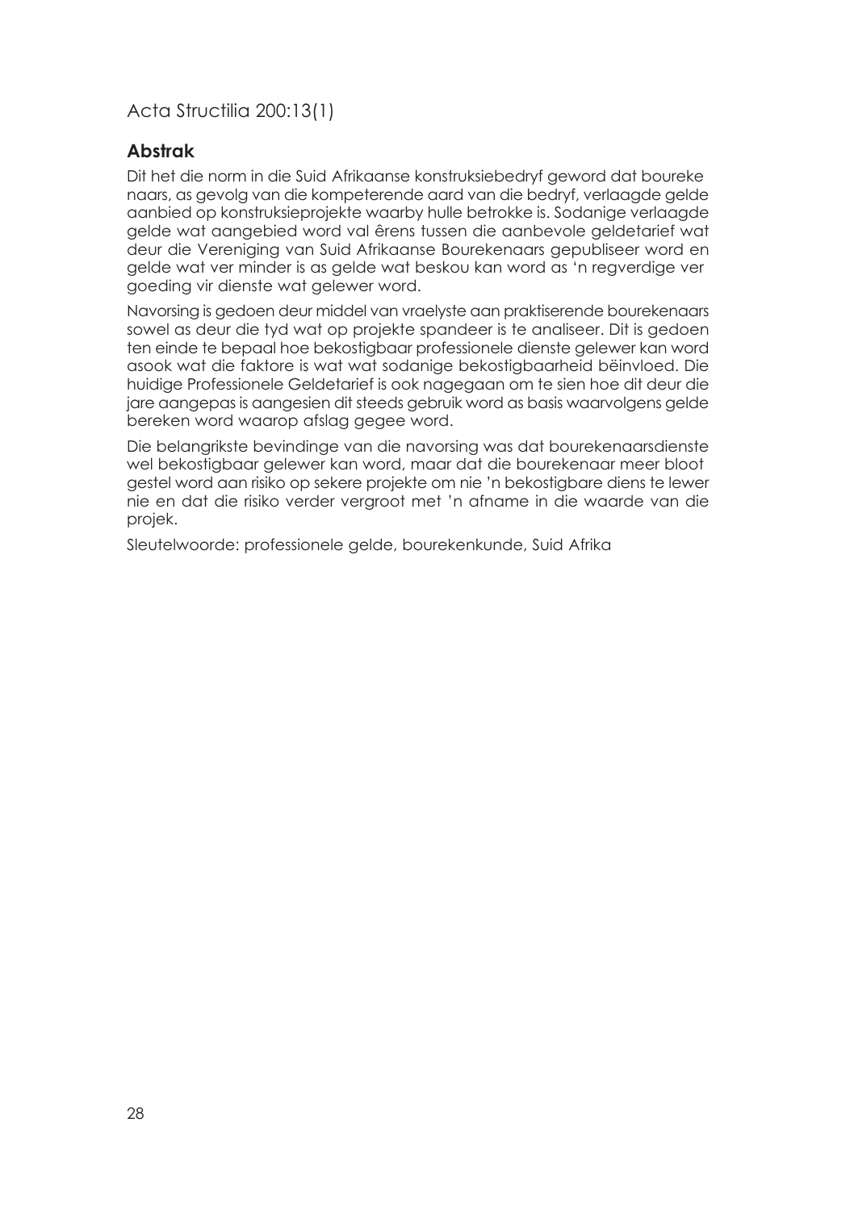## Abstrak

Dit het die norm in die Suid Afrikaanse konstruksiebedryf geword dat boureke naars, as gevolg van die kompeterende aard van die bedryf, verlaagde gelde aanbied op konstruksieprojekte waarby hulle betrokke is. Sodanige verlaagde gelde wat aangebied word val êrens tussen die aanbevole geldetarief wat deur die Vereniging van Suid Afrikaanse Bourekenaars gepubliseer word en gelde wat ver minder is as gelde wat beskou kan word as 'n regverdige ver goeding vir dienste wat gelewer word.

Navorsing is gedoen deur middel van vraelyste aan praktiserende bourekenaars sowel as deur die tyd wat op projekte spandeer is te analiseer. Dit is gedoen ten einde te bepaal hoe bekostigbaar professionele dienste gelewer kan word asook wat die faktore is wat wat sodanige bekostigbaarheid bëinvloed. Die huidige Professionele Geldetarief is ook nagegaan om te sien hoe dit deur die jare aangepas is aangesien dit steeds gebruik word as basis waarvolgens gelde bereken word waarop afslag gegee word.

Die belangrikste bevindinge van die navorsing was dat bourekenaarsdienste wel bekostigbaar gelewer kan word, maar dat die bourekenaar meer bloot gestel word aan risiko op sekere projekte om nie 'n bekostigbare diens te lewer nie en dat die risiko verder vergroot met 'n afname in die waarde van die projek.

Sleutelwoorde: professionele gelde, bourekenkunde, Suid Afrika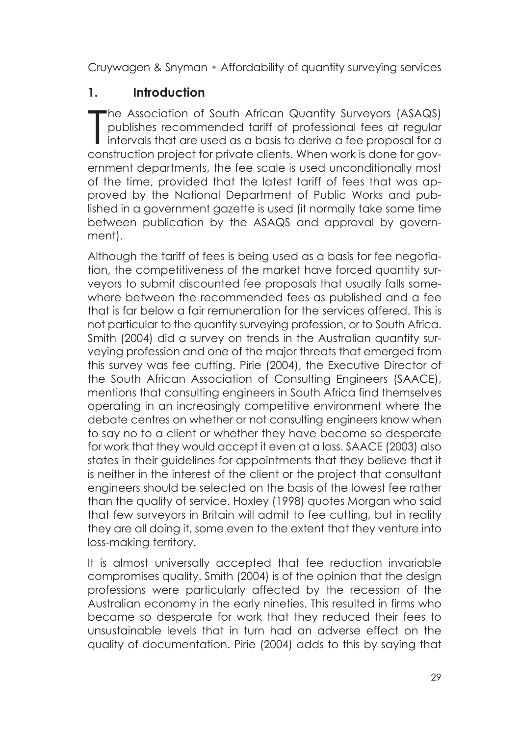## 1. Introduction

The Association of South African Quantity Surveyors (ASAQS) publishes recommended tariff of professional fees at regular intervals that are used as a basis to derive a fee proposal for a construction project for private clients. When work is done for government departments, the fee scale is used unconditionally most of the time, provided that the latest tariff of fees that was approved by the National Department of Public Works and published in a government gazette is used (it normally take some time between publication by the ASAQS and approval by government).

Although the tariff of fees is being used as a basis for fee negotiation, the competitiveness of the market have forced quantity surveyors to submit discounted fee proposals that usually falls somewhere between the recommended fees as published and a fee that is far below a fair remuneration for the services offered. This is not particular to the quantity surveying profession, or to South Africa. Smith (2004) did a survey on trends in the Australian quantity surveying profession and one of the major threats that emerged from this survey was fee cutting. Pirie (2004), the Executive Director of the South African Association of Consulting Engineers (SAACE), mentions that consulting engineers in South Africa find themselves operating in an increasingly competitive environment where the debate centres on whether or not consulting engineers know when to say no to a client or whether they have become so desperate for work that they would accept it even at a loss. SAACE (2003) also states in their guidelines for appointments that they believe that it is neither in the interest of the client or the project that consultant engineers should be selected on the basis of the lowest fee rather than the quality of service. Hoxley (1998) quotes Morgan who said that few surveyors in Britain will admit to fee cutting, but in reality they are all doing it, some even to the extent that they venture into loss-making territory.

It is almost universally accepted that fee reduction invariable compromises quality. Smith (2004) is of the opinion that the design professions were particularly affected by the recession of the Australian economy in the early nineties. This resulted in firms who became so desperate for work that they reduced their fees to unsustainable levels that in turn had an adverse effect on the quality of documentation. Pirie (2004) adds to this by saying that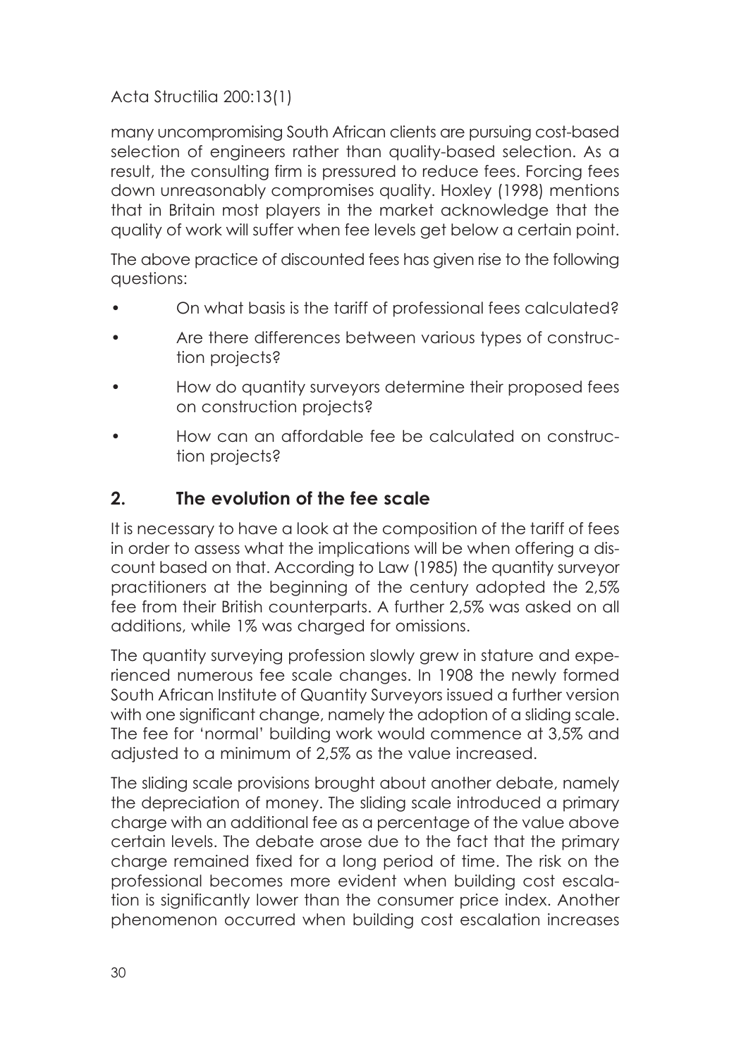many uncompromising South African clients are pursuing cost-based selection of engineers rather than quality-based selection. As a result, the consulting firm is pressured to reduce fees. Forcing fees down unreasonably compromises quality. Hoxley (1998) mentions that in Britain most players in the market acknowledge that the quality of work will suffer when fee levels get below a certain point.

The above practice of discounted fees has given rise to the following questions:

- On what basis is the tariff of professional fees calculated?
- Are there differences between various types of construction projects?
- How do quantity surveyors determine their proposed fees on construction projects?
- How can an affordable fee be calculated on construction projects?

## 2. The evolution of the fee scale

It is necessary to have a look at the composition of the tariff of fees in order to assess what the implications will be when offering a discount based on that. According to Law (1985) the quantity surveyor practitioners at the beginning of the century adopted the 2,5% fee from their British counterparts. A further 2,5% was asked on all additions, while 1% was charged for omissions.

The quantity surveying profession slowly grew in stature and experienced numerous fee scale changes. In 1908 the newly formed South African Institute of Quantity Surveyors issued a further version with one significant change, namely the adoption of a sliding scale. The fee for 'normal' building work would commence at 3,5% and adjusted to a minimum of 2,5% as the value increased.

The sliding scale provisions brought about another debate, namely the depreciation of money. The sliding scale introduced a primary charge with an additional fee as a percentage of the value above certain levels. The debate arose due to the fact that the primary charge remained fixed for a long period of time. The risk on the professional becomes more evident when building cost escalation is significantly lower than the consumer price index. Another phenomenon occurred when building cost escalation increases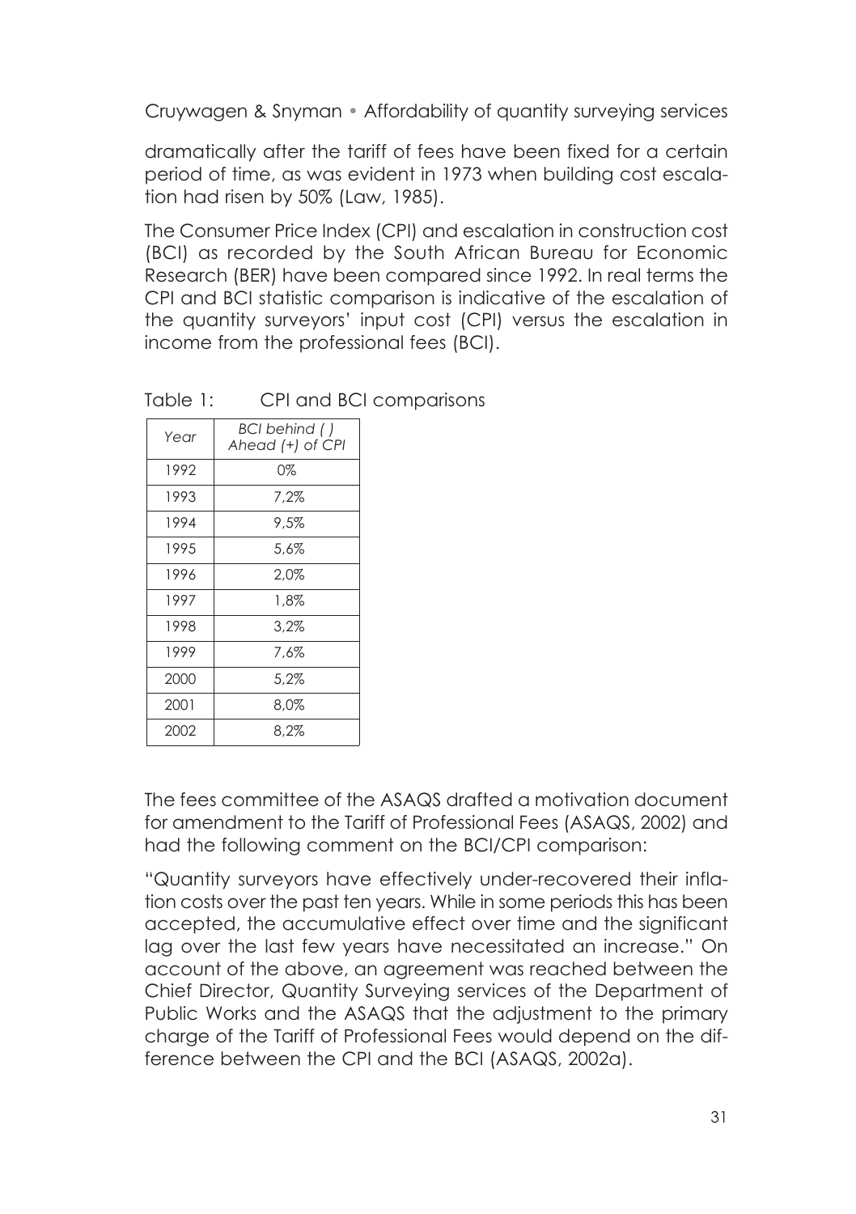dramatically after the tariff of fees have been fixed for a certain period of time, as was evident in 1973 when building cost escalation had risen by 50% (Law, 1985).

The Consumer Price Index (CPI) and escalation in construction cost (BCI) as recorded by the South African Bureau for Economic Research (BER) have been compared since 1992. In real terms the CPI and BCI statistic comparison is indicative of the escalation of the quantity surveyors' input cost (CPI) versus the escalation in income from the professional fees (BCI).

Table 1: CPI and BCI comparisons

| *Year* | *BCI behind ( ) Ahead (+) of CPI* |
|---|---|
| 1992 | 0% |
| 1993 | 7,2% |
| 1994 | 9,5% |
| 1995 | 5,6% |
| 1996 | 2,0% |
| 1997 | 1,8% |
| 1998 | 3,2% |
| 1999 | 7,6% |
| 2000 | 5,2% |
| 2001 | 8,0% |
| 2002 | 8,2% |

The fees committee of the ASAQS drafted a motivation document for amendment to the Tariff of Professional Fees (ASAQS, 2002) and had the following comment on the BCI/CPI comparison:

"Quantity surveyors have effectively under-recovered their inflation costs over the past ten years. While in some periods this has been accepted, the accumulative effect over time and the significant lag over the last few years have necessitated an increase." On account of the above, an agreement was reached between the Chief Director, Quantity Surveying services of the Department of Public Works and the ASAQS that the adjustment to the primary charge of the Tariff of Professional Fees would depend on the difference between the CPI and the BCI (ASAQS, 2002a).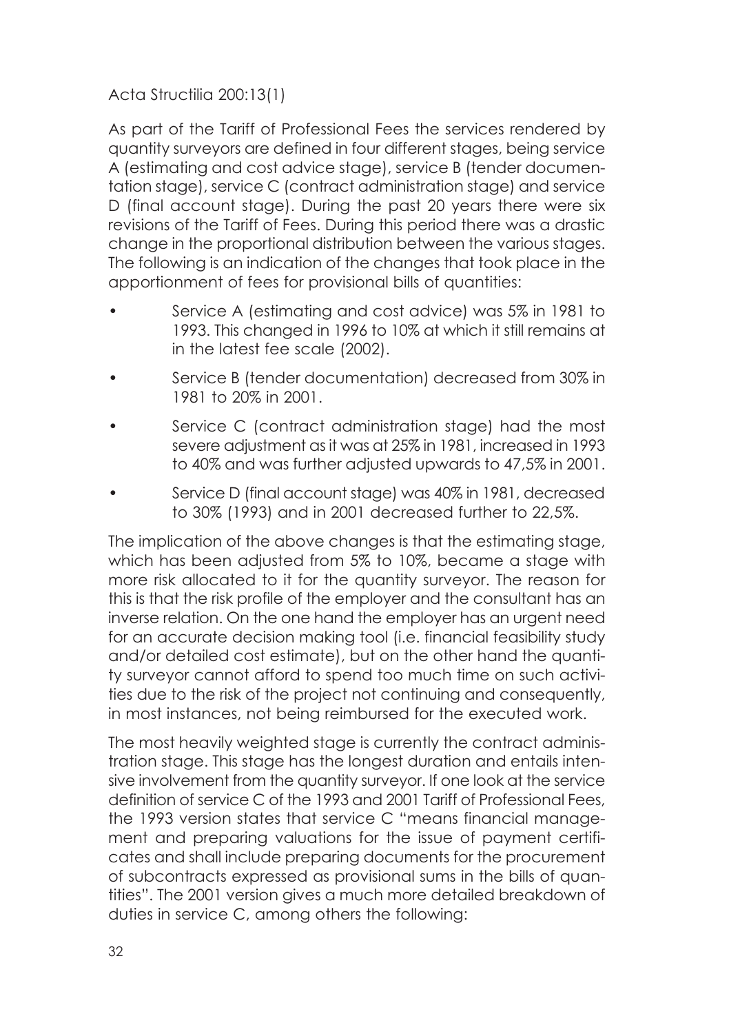As part of the Tariff of Professional Fees the services rendered by quantity surveyors are defined in four different stages, being service A (estimating and cost advice stage), service B (tender documentation stage), service C (contract administration stage) and service D (final account stage). During the past 20 years there were six revisions of the Tariff of Fees. During this period there was a drastic change in the proportional distribution between the various stages. The following is an indication of the changes that took place in the apportionment of fees for provisional bills of quantities:

- Service A (estimating and cost advice) was 5% in 1981 to 1993. This changed in 1996 to 10% at which it still remains at in the latest fee scale (2002).
- Service B (tender documentation) decreased from 30% in 1981 to 20% in 2001.
- Service C (contract administration stage) had the most severe adjustment as it was at 25% in 1981, increased in 1993 to 40% and was further adjusted upwards to 47,5% in 2001.
- Service D (final account stage) was 40% in 1981, decreased to 30% (1993) and in 2001 decreased further to 22,5%.

The implication of the above changes is that the estimating stage, which has been adjusted from 5% to 10%, became a stage with more risk allocated to it for the quantity surveyor. The reason for this is that the risk profile of the employer and the consultant has an inverse relation. On the one hand the employer has an urgent need for an accurate decision making tool (i.e. financial feasibility study and/or detailed cost estimate), but on the other hand the quantity surveyor cannot afford to spend too much time on such activities due to the risk of the project not continuing and consequently, in most instances, not being reimbursed for the executed work.

The most heavily weighted stage is currently the contract administration stage. This stage has the longest duration and entails intensive involvement from the quantity surveyor. If one look at the service definition of service C of the 1993 and 2001 Tariff of Professional Fees, the 1993 version states that service C "means financial management and preparing valuations for the issue of payment certificates and shall include preparing documents for the procurement of subcontracts expressed as provisional sums in the bills of quantities". The 2001 version gives a much more detailed breakdown of duties in service C, among others the following: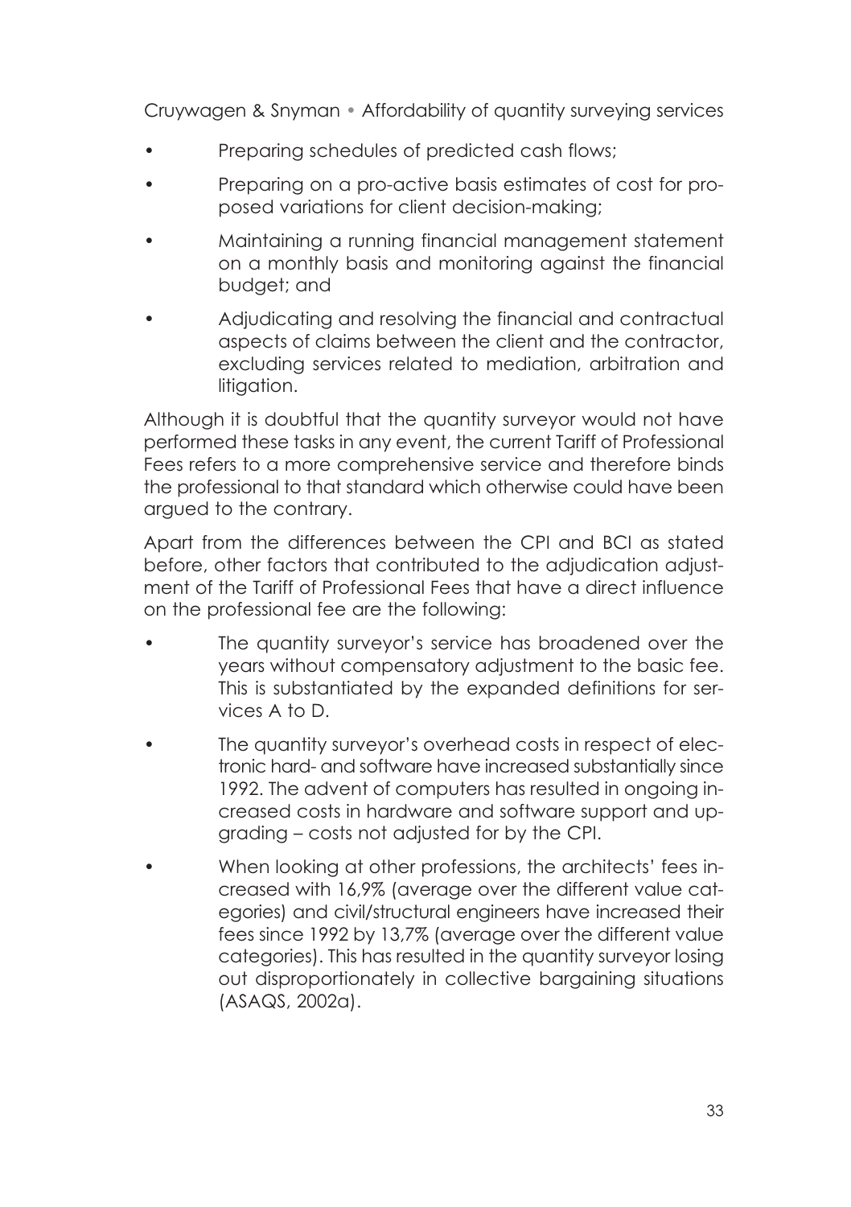- Preparing schedules of predicted cash flows;
- Preparing on a pro-active basis estimates of cost for proposed variations for client decision-making;
- Maintaining a running financial management statement on a monthly basis and monitoring against the financial budget; and
- Adjudicating and resolving the financial and contractual aspects of claims between the client and the contractor, excluding services related to mediation, arbitration and litigation.

Although it is doubtful that the quantity surveyor would not have performed these tasks in any event, the current Tariff of Professional Fees refers to a more comprehensive service and therefore binds the professional to that standard which otherwise could have been argued to the contrary.

Apart from the differences between the CPI and BCI as stated before, other factors that contributed to the adjudication adjustment of the Tariff of Professional Fees that have a direct influence on the professional fee are the following:

- The quantity surveyor's service has broadened over the years without compensatory adjustment to the basic fee. This is substantiated by the expanded definitions for services A to D.
- The quantity surveyor's overhead costs in respect of electronic hard- and software have increased substantially since 1992. The advent of computers has resulted in ongoing increased costs in hardware and software support and upgrading – costs not adjusted for by the CPI.
- When looking at other professions, the architects' fees increased with 16,9% (average over the different value categories) and civil/structural engineers have increased their fees since 1992 by 13,7% (average over the different value categories). This has resulted in the quantity surveyor losing out disproportionately in collective bargaining situations (ASAQS, 2002a).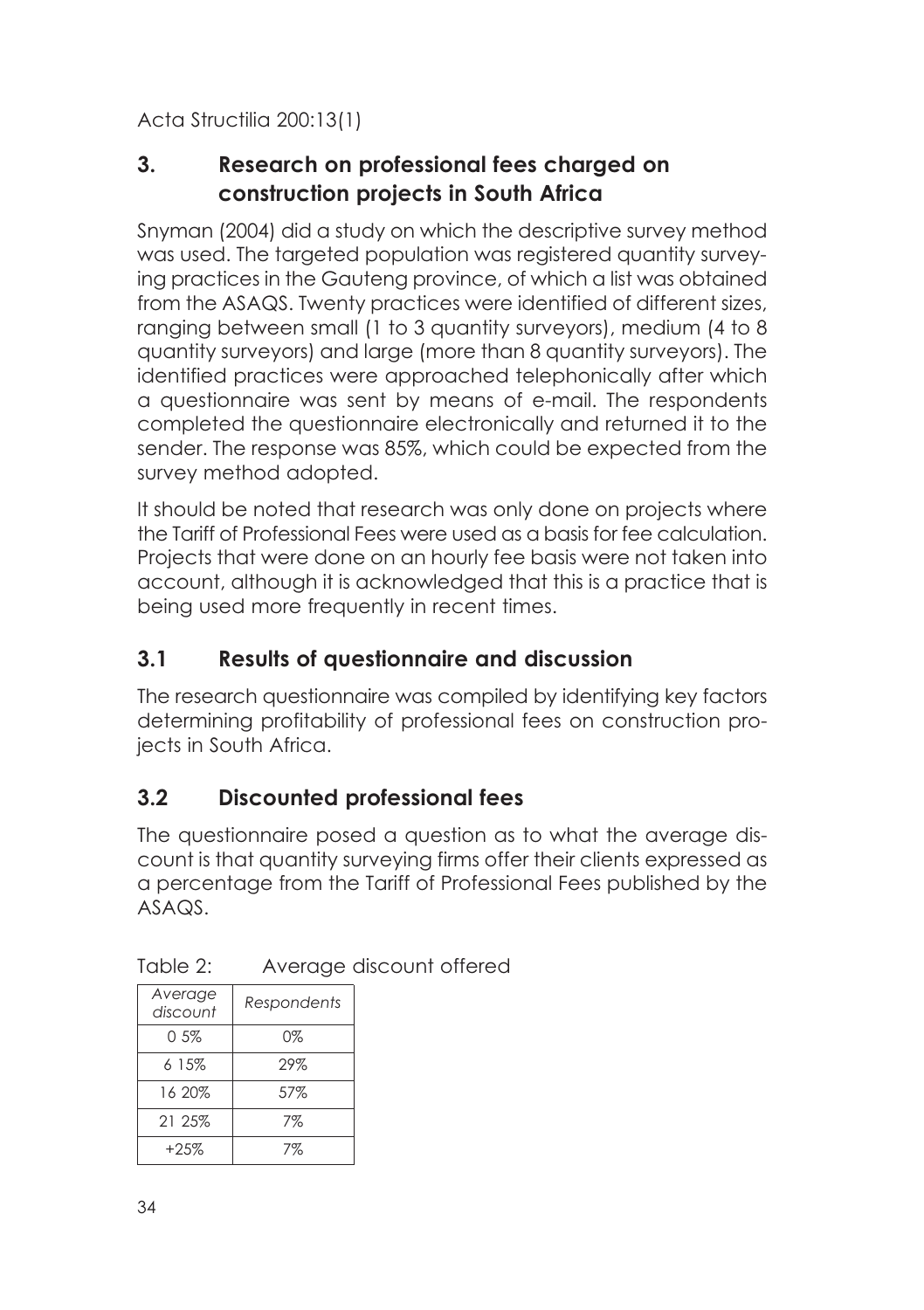## 3. Research on professional fees charged on construction projects in South Africa

Snyman (2004) did a study on which the descriptive survey method was used. The targeted population was registered quantity surveying practices in the Gauteng province, of which a list was obtained from the ASAQS. Twenty practices were identified of different sizes, ranging between small (1 to 3 quantity surveyors), medium (4 to 8 quantity surveyors) and large (more than 8 quantity surveyors). The identified practices were approached telephonically after which a questionnaire was sent by means of e-mail. The respondents completed the questionnaire electronically and returned it to the sender. The response was 85%, which could be expected from the survey method adopted.

It should be noted that research was only done on projects where the Tariff of Professional Fees were used as a basis for fee calculation. Projects that were done on an hourly fee basis were not taken into account, although it is acknowledged that this is a practice that is being used more frequently in recent times.

## 3.1 Results of questionnaire and discussion

The research questionnaire was compiled by identifying key factors determining profitability of professional fees on construction projects in South Africa.

## 3.2 Discounted professional fees

The questionnaire posed a question as to what the average discount is that quantity surveying firms offer their clients expressed as a percentage from the Tariff of Professional Fees published by the ASAQS.

Table 2: Average discount offered

| *Average discount* | *Respondents* |
|---|---|
| 0 5% | 0% |
| 6 15% | 29% |
| 16 20% | 57% |
| 21 25% | 7% |
| +25% | 7% |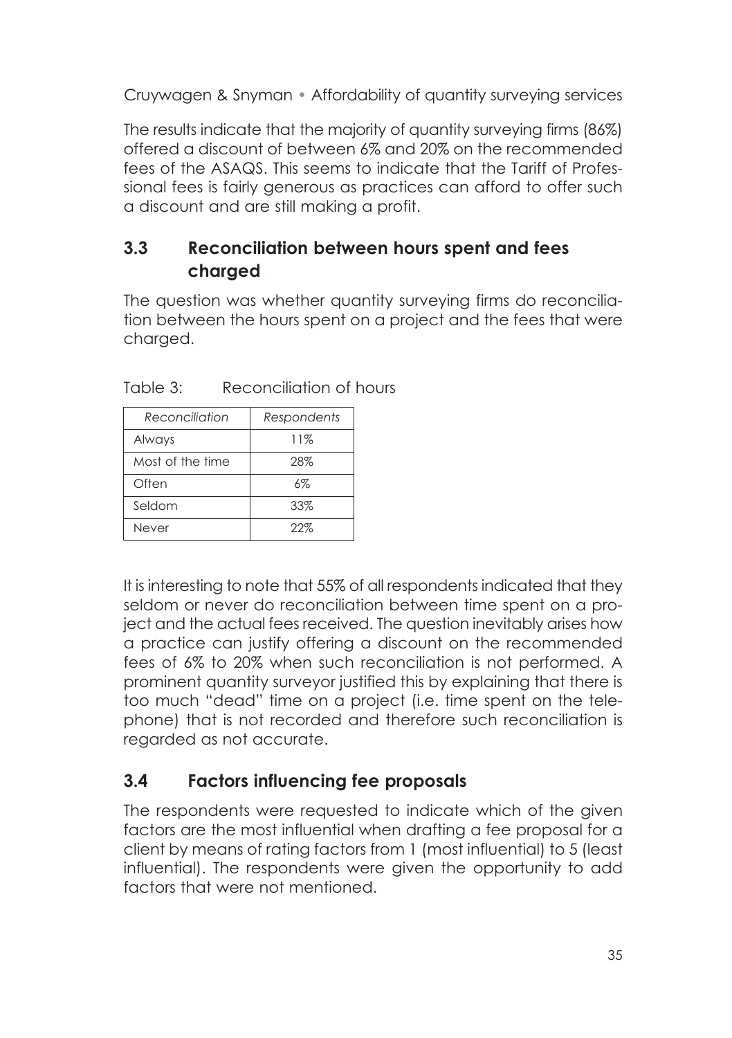The results indicate that the majority of quantity surveying firms (86%) offered a discount of between 6% and 20% on the recommended fees of the ASAQS. This seems to indicate that the Tariff of Professional fees is fairly generous as practices can afford to offer such a discount and are still making a profit.

## 3.3 Reconciliation between hours spent and fees charged

The question was whether quantity surveying firms do reconciliation between the hours spent on a project and the fees that were charged.

Table 3: Reconciliation of hours

| *Reconciliation* | *Respondents* |
|---|---|
| Always | 11% |
| Most of the time | 28% |
| Often | 6% |
| Seldom | 33% |
| Never | 22% |

It is interesting to note that 55% of all respondents indicated that they seldom or never do reconciliation between time spent on a project and the actual fees received. The question inevitably arises how a practice can justify offering a discount on the recommended fees of 6% to 20% when such reconciliation is not performed. A prominent quantity surveyor justified this by explaining that there is too much "dead" time on a project (i.e. time spent on the telephone) that is not recorded and therefore such reconciliation is regarded as not accurate.

## 3.4 Factors influencing fee proposals

The respondents were requested to indicate which of the given factors are the most influential when drafting a fee proposal for a client by means of rating factors from 1 (most influential) to 5 (least influential). The respondents were given the opportunity to add factors that were not mentioned.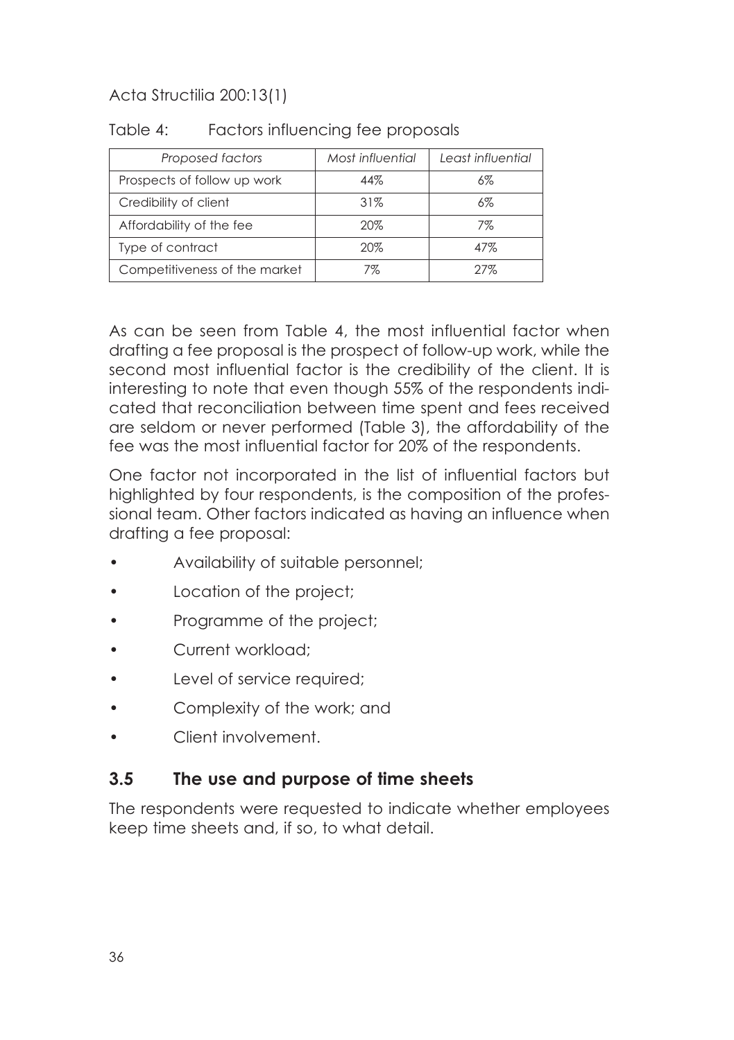Table 4: Factors influencing fee proposals

| *Proposed factors* | *Most influential* | *Least influential* |
|---|---|---|
| Prospects of follow up work | 44% | 6% |
| Credibility of client | 31% | 6% |
| Affordability of the fee | 20% | 7% |
| Type of contract | 20% | 47% |
| Competitiveness of the market | 7% | 27% |

As can be seen from Table 4, the most influential factor when drafting a fee proposal is the prospect of follow-up work, while the second most influential factor is the credibility of the client. It is interesting to note that even though 55% of the respondents indicated that reconciliation between time spent and fees received are seldom or never performed (Table 3), the affordability of the fee was the most influential factor for 20% of the respondents.

One factor not incorporated in the list of influential factors but highlighted by four respondents, is the composition of the professional team. Other factors indicated as having an influence when drafting a fee proposal:

- Availability of suitable personnel;
- Location of the project;
- Programme of the project;
- Current workload;
- Level of service required;
- Complexity of the work; and
- Client involvement.

### 3.5 The use and purpose of time sheets

The respondents were requested to indicate whether employees keep time sheets and, if so, to what detail.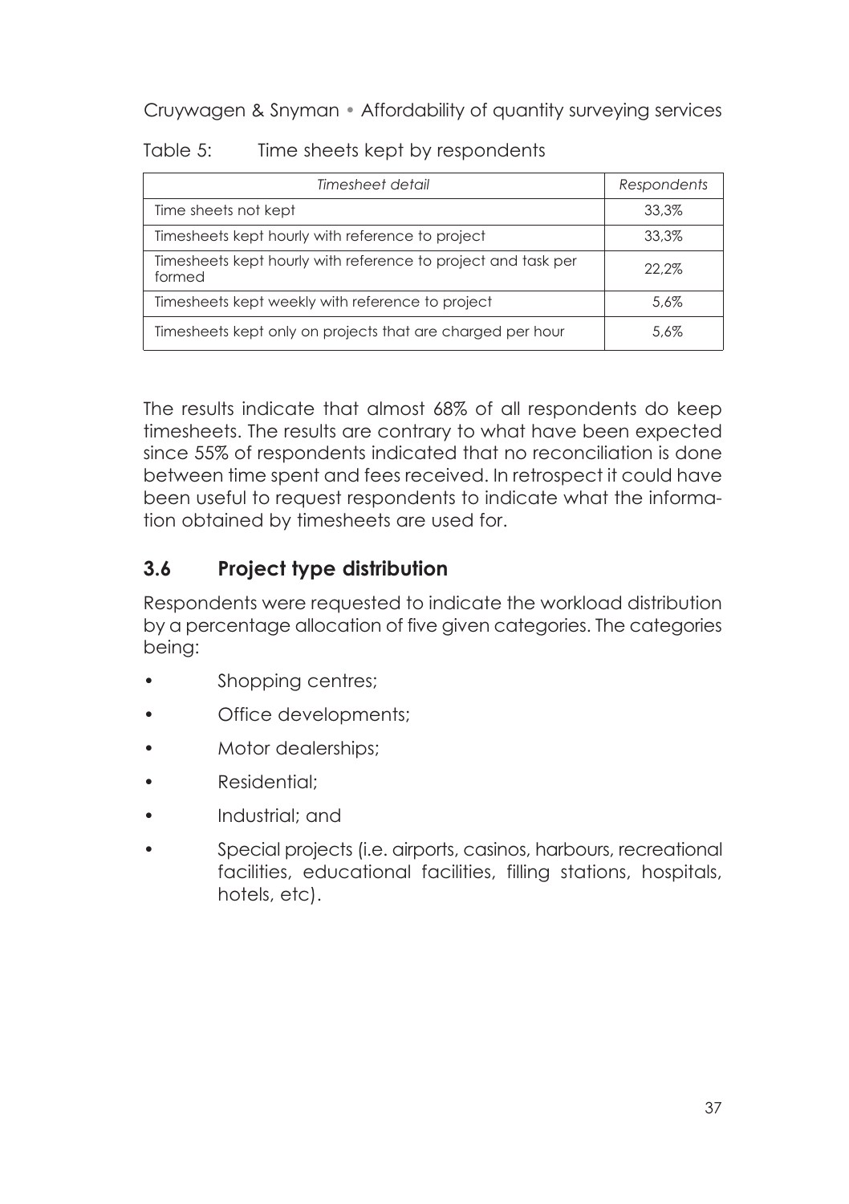Table 5: Time sheets kept by respondents

| *Timesheet detail* | *Respondents* |
| --- | --- |
| Time sheets not kept | 33,3% |
| Timesheets kept hourly with reference to project | 33,3% |
| Timesheets kept hourly with reference to project and task per formed | 22,2% |
| Timesheets kept weekly with reference to project | 5,6% |
| Timesheets kept only on projects that are charged per hour | 5,6% |

The results indicate that almost 68% of all respondents do keep timesheets. The results are contrary to what have been expected since 55% of respondents indicated that no reconciliation is done between time spent and fees received. In retrospect it could have been useful to request respondents to indicate what the information obtained by timesheets are used for.

## 3.6 Project type distribution

Respondents were requested to indicate the workload distribution by a percentage allocation of five given categories. The categories being:

- Shopping centres;
- Office developments;
- Motor dealerships;
- Residential;
- Industrial; and
- Special projects (i.e. airports, casinos, harbours, recreational facilities, educational facilities, filling stations, hospitals, hotels, etc).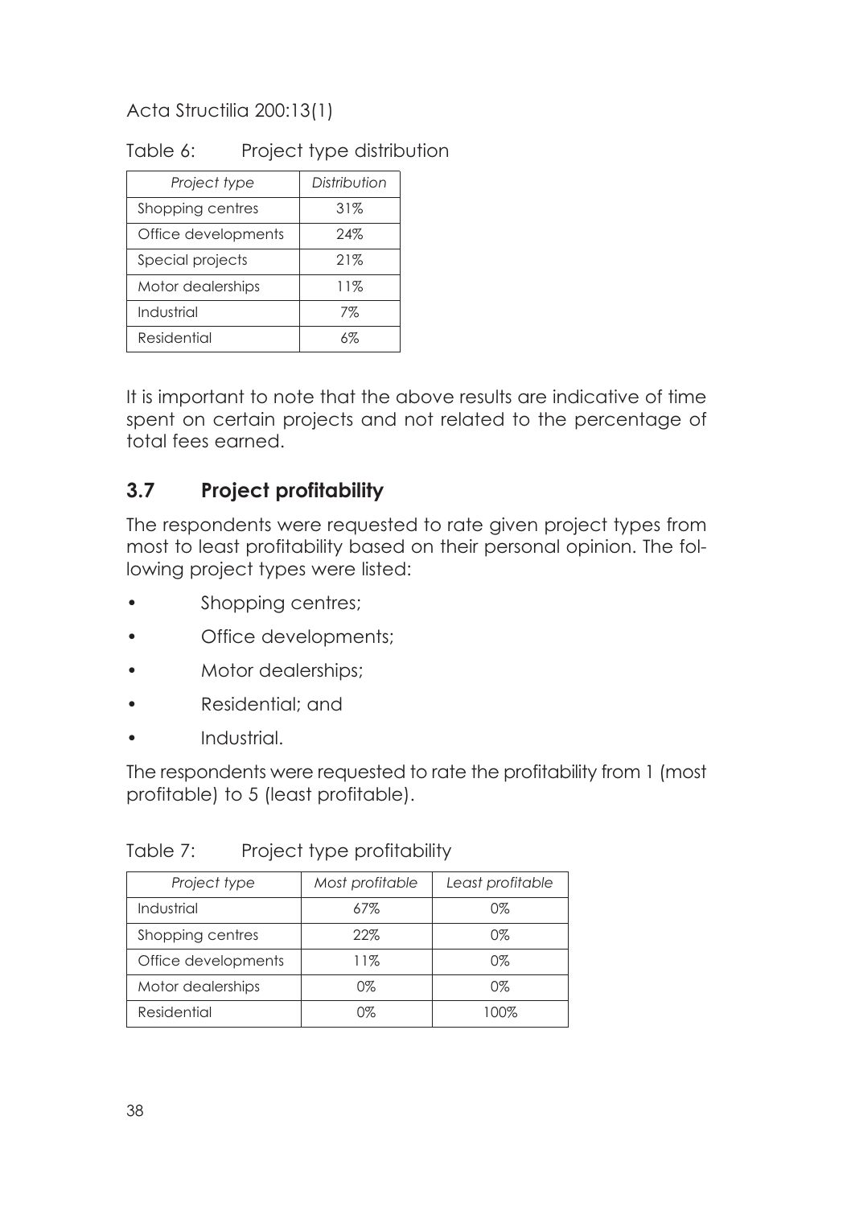Table 6: Project type distribution

| *Project type* | *Distribution* |
|---|---|
| Shopping centres | 31% |
| Office developments | 24% |
| Special projects | 21% |
| Motor dealerships | 11% |
| Industrial | 7% |
| Residential | 6% |

It is important to note that the above results are indicative of time spent on certain projects and not related to the percentage of total fees earned.

## 3.7 Project profitability

The respondents were requested to rate given project types from most to least profitability based on their personal opinion. The following project types were listed:

- Shopping centres;
- Office developments;
- Motor dealerships;
- Residential; and
- Industrial.

The respondents were requested to rate the profitability from 1 (most profitable) to 5 (least profitable).

Table 7: Project type profitability

| *Project type* | *Most profitable* | *Least profitable* |
|---|---|---|
| Industrial | 67% | 0% |
| Shopping centres | 22% | 0% |
| Office developments | 11% | 0% |
| Motor dealerships | 0% | 0% |
| Residential | 0% | 100% |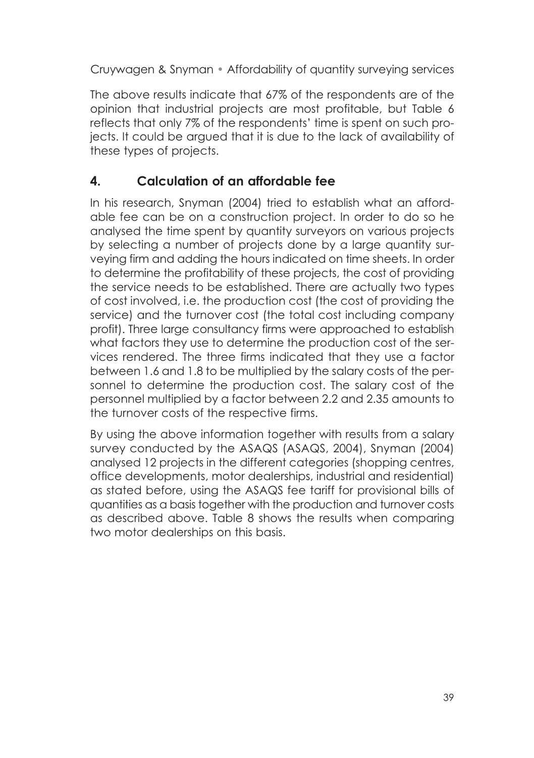The above results indicate that 67% of the respondents are of the opinion that industrial projects are most profitable, but Table 6 reflects that only 7% of the respondents' time is spent on such projects. It could be argued that it is due to the lack of availability of these types of projects.

## 4. Calculation of an affordable fee

In his research, Snyman (2004) tried to establish what an affordable fee can be on a construction project. In order to do so he analysed the time spent by quantity surveyors on various projects by selecting a number of projects done by a large quantity surveying firm and adding the hours indicated on time sheets. In order to determine the profitability of these projects, the cost of providing the service needs to be established. There are actually two types of cost involved, i.e. the production cost (the cost of providing the service) and the turnover cost (the total cost including company profit). Three large consultancy firms were approached to establish what factors they use to determine the production cost of the services rendered. The three firms indicated that they use a factor between 1.6 and 1.8 to be multiplied by the salary costs of the personnel to determine the production cost. The salary cost of the personnel multiplied by a factor between 2.2 and 2.35 amounts to the turnover costs of the respective firms.

By using the above information together with results from a salary survey conducted by the ASAQS (ASAQS, 2004), Snyman (2004) analysed 12 projects in the different categories (shopping centres, office developments, motor dealerships, industrial and residential) as stated before, using the ASAQS fee tariff for provisional bills of quantities as a basis together with the production and turnover costs as described above. Table 8 shows the results when comparing two motor dealerships on this basis.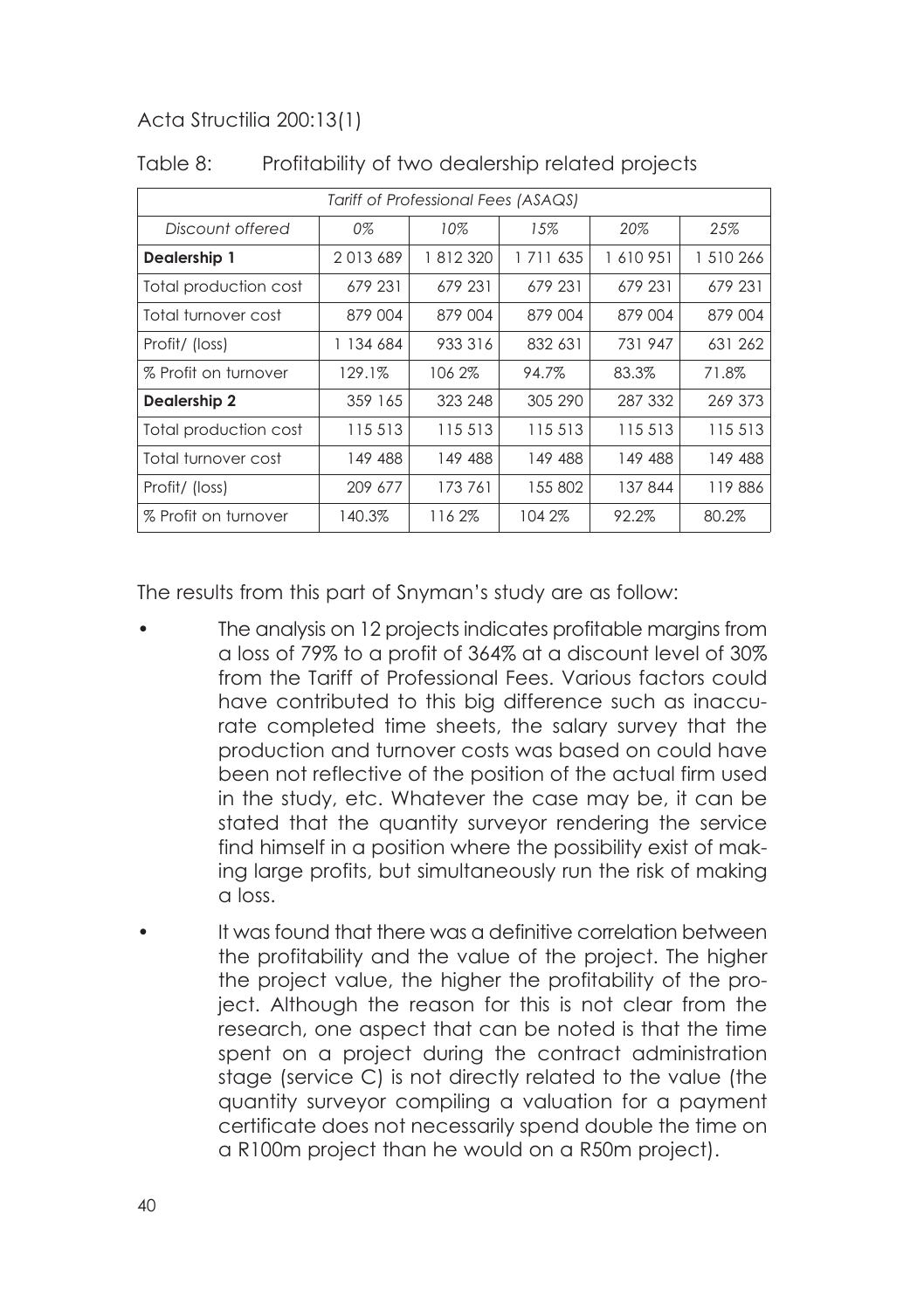Table 8: Profitability of two dealership related projects

| *Tariff of Professional Fees (ASAQS)* | | | | | |
|---|---|---|---|---|---|
| *Discount offered* | *0%* | *10%* | *15%* | *20%* | *25%* |
| **Dealership 1** | 2 013 689 | 1 812 320 | 1 711 635 | 1 610 951 | 1 510 266 |
| Total production cost | 679 231 | 679 231 | 679 231 | 679 231 | 679 231 |
| Total turnover cost | 879 004 | 879 004 | 879 004 | 879 004 | 879 004 |
| Profit/ (loss) | 1 134 684 | 933 316 | 832 631 | 731 947 | 631 262 |
| % Profit on turnover | 129.1% | 106 2% | 94.7% | 83.3% | 71.8% |
| **Dealership 2** | 359 165 | 323 248 | 305 290 | 287 332 | 269 373 |
| Total production cost | 115 513 | 115 513 | 115 513 | 115 513 | 115 513 |
| Total turnover cost | 149 488 | 149 488 | 149 488 | 149 488 | 149 488 |
| Profit/ (loss) | 209 677 | 173 761 | 155 802 | 137 844 | 119 886 |
| % Profit on turnover | 140.3% | 116 2% | 104 2% | 92.2% | 80.2% |

The results from this part of Snyman's study are as follow:

- The analysis on 12 projects indicates profitable margins from a loss of 79% to a profit of 364% at a discount level of 30% from the Tariff of Professional Fees. Various factors could have contributed to this big difference such as inaccurate completed time sheets, the salary survey that the production and turnover costs was based on could have been not reflective of the position of the actual firm used in the study, etc. Whatever the case may be, it can be stated that the quantity surveyor rendering the service find himself in a position where the possibility exist of making large profits, but simultaneously run the risk of making a loss.
- It was found that there was a definitive correlation between the profitability and the value of the project. The higher the project value, the higher the profitability of the project. Although the reason for this is not clear from the research, one aspect that can be noted is that the time spent on a project during the contract administration stage (service C) is not directly related to the value (the quantity surveyor compiling a valuation for a payment certificate does not necessarily spend double the time on a R100m project than he would on a R50m project).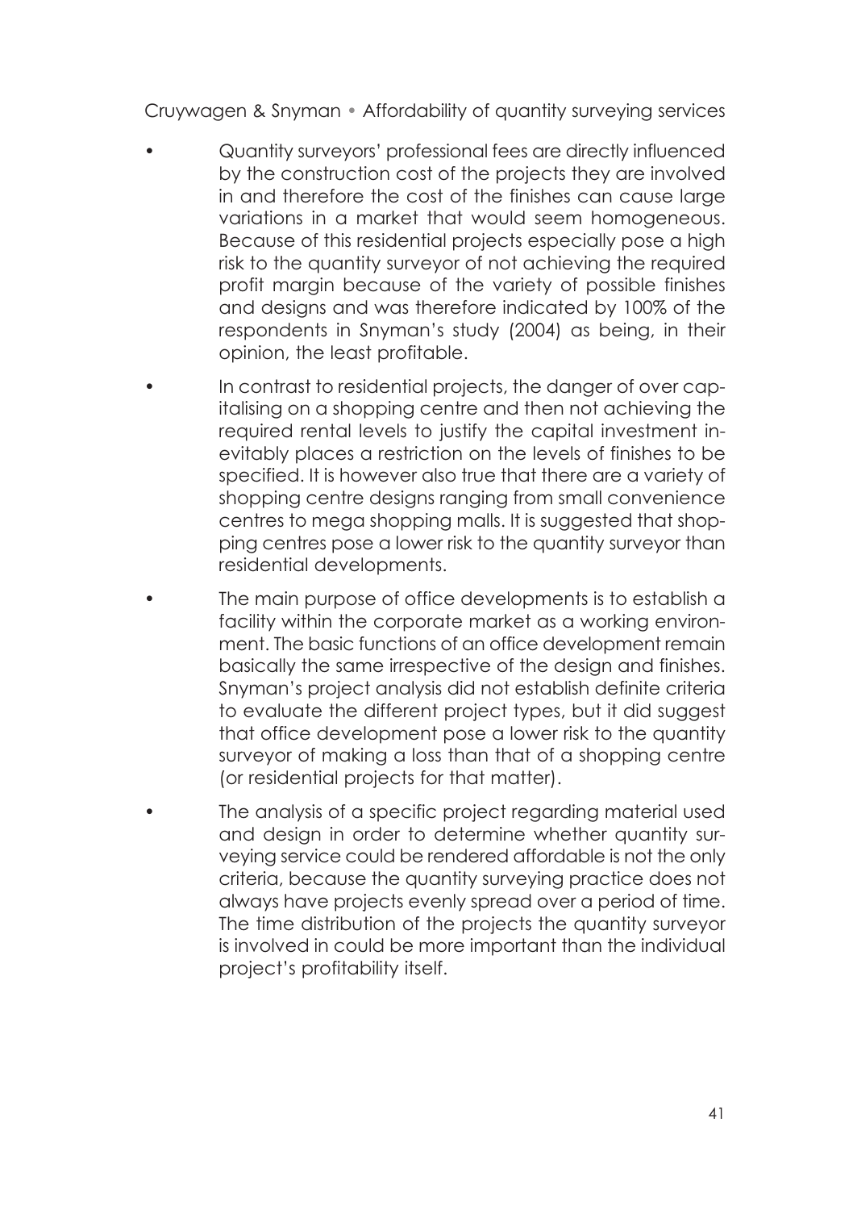- Quantity surveyors' professional fees are directly influenced by the construction cost of the projects they are involved in and therefore the cost of the finishes can cause large variations in a market that would seem homogeneous. Because of this residential projects especially pose a high risk to the quantity surveyor of not achieving the required profit margin because of the variety of possible finishes and designs and was therefore indicated by 100% of the respondents in Snyman's study (2004) as being, in their opinion, the least profitable.
- In contrast to residential projects, the danger of over capitalising on a shopping centre and then not achieving the required rental levels to justify the capital investment inevitably places a restriction on the levels of finishes to be specified. It is however also true that there are a variety of shopping centre designs ranging from small convenience centres to mega shopping malls. It is suggested that shopping centres pose a lower risk to the quantity surveyor than residential developments.
- The main purpose of office developments is to establish a facility within the corporate market as a working environment. The basic functions of an office development remain basically the same irrespective of the design and finishes. Snyman's project analysis did not establish definite criteria to evaluate the different project types, but it did suggest that office development pose a lower risk to the quantity surveyor of making a loss than that of a shopping centre (or residential projects for that matter).
- The analysis of a specific project regarding material used and design in order to determine whether quantity surveying service could be rendered affordable is not the only criteria, because the quantity surveying practice does not always have projects evenly spread over a period of time. The time distribution of the projects the quantity surveyor is involved in could be more important than the individual project's profitability itself.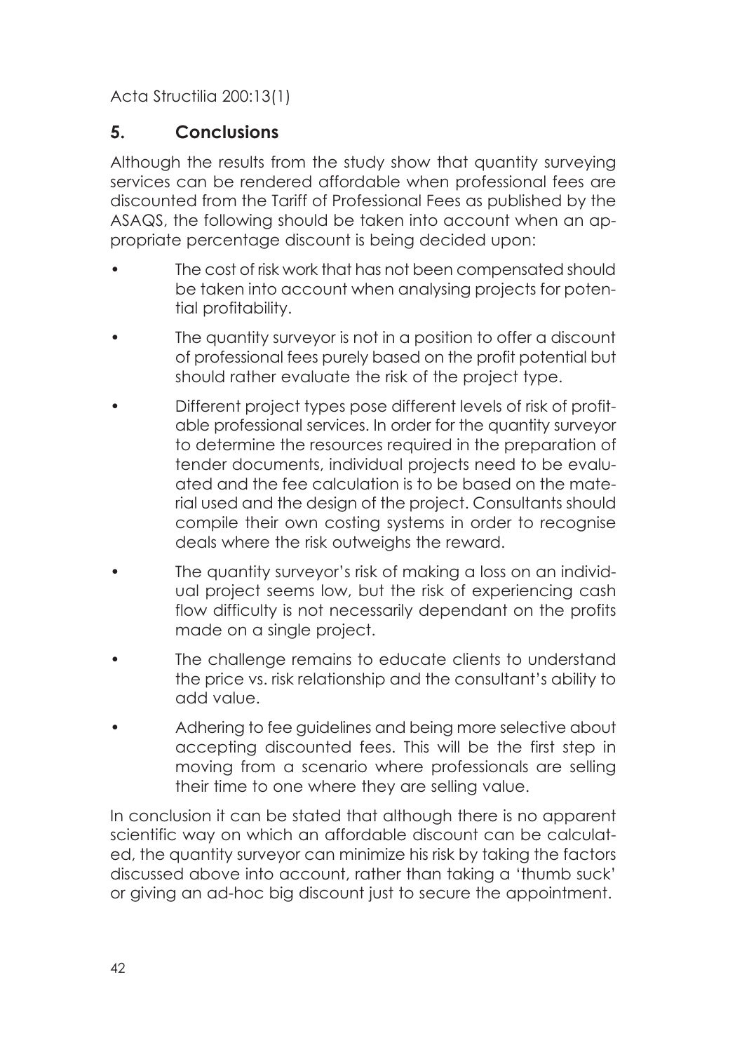## 5. Conclusions

Although the results from the study show that quantity surveying services can be rendered affordable when professional fees are discounted from the Tariff of Professional Fees as published by the ASAQS, the following should be taken into account when an appropriate percentage discount is being decided upon:

- The cost of risk work that has not been compensated should be taken into account when analysing projects for potential profitability.
- The quantity surveyor is not in a position to offer a discount of professional fees purely based on the profit potential but should rather evaluate the risk of the project type.
- Different project types pose different levels of risk of profitable professional services. In order for the quantity surveyor to determine the resources required in the preparation of tender documents, individual projects need to be evaluated and the fee calculation is to be based on the material used and the design of the project. Consultants should compile their own costing systems in order to recognise deals where the risk outweighs the reward.
- The quantity surveyor's risk of making a loss on an individual project seems low, but the risk of experiencing cash flow difficulty is not necessarily dependant on the profits made on a single project.
- The challenge remains to educate clients to understand the price vs. risk relationship and the consultant's ability to add value.
- Adhering to fee guidelines and being more selective about accepting discounted fees. This will be the first step in moving from a scenario where professionals are selling their time to one where they are selling value.

In conclusion it can be stated that although there is no apparent scientific way on which an affordable discount can be calculated, the quantity surveyor can minimize his risk by taking the factors discussed above into account, rather than taking a 'thumb suck' or giving an ad-hoc big discount just to secure the appointment.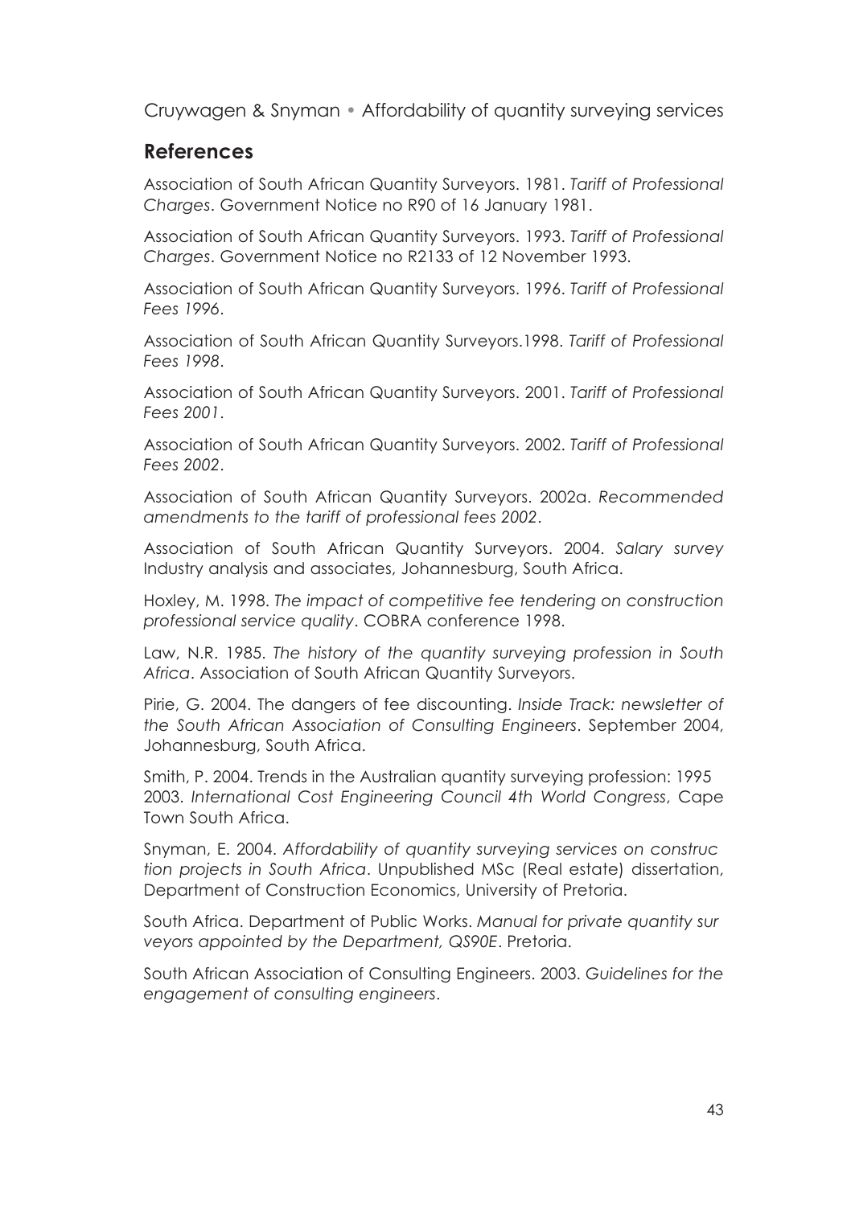## References

Association of South African Quantity Surveyors. 1981. *Tariff of Professional Charges*. Government Notice no R90 of 16 January 1981.

Association of South African Quantity Surveyors. 1993. *Tariff of Professional Charges*. Government Notice no R2133 of 12 November 1993.

Association of South African Quantity Surveyors. 1996. *Tariff of Professional Fees 1996*.

Association of South African Quantity Surveyors.1998. *Tariff of Professional Fees 1998*.

Association of South African Quantity Surveyors. 2001. *Tariff of Professional Fees 2001*.

Association of South African Quantity Surveyors. 2002. *Tariff of Professional Fees 2002*.

Association of South African Quantity Surveyors. 2002a. *Recommended amendments to the tariff of professional fees 2002*.

Association of South African Quantity Surveyors. 2004. *Salary survey* Industry analysis and associates, Johannesburg, South Africa.

Hoxley, M. 1998. *The impact of competitive fee tendering on construction professional service quality*. COBRA conference 1998.

Law, N.R. 1985. *The history of the quantity surveying profession in South Africa*. Association of South African Quantity Surveyors.

Pirie, G. 2004. The dangers of fee discounting. *Inside Track: newsletter of the South African Association of Consulting Engineers*. September 2004, Johannesburg, South Africa.

Smith, P. 2004. Trends in the Australian quantity surveying profession: 1995 2003. *International Cost Engineering Council 4th World Congress*, Cape Town South Africa.

Snyman, E. 2004. *Affordability of quantity surveying services on construc tion projects in South Africa*. Unpublished MSc (Real estate) dissertation, Department of Construction Economics, University of Pretoria.

South Africa. Department of Public Works. *Manual for private quantity sur veyors appointed by the Department, QS90E*. Pretoria.

South African Association of Consulting Engineers. 2003. *Guidelines for the engagement of consulting engineers*.